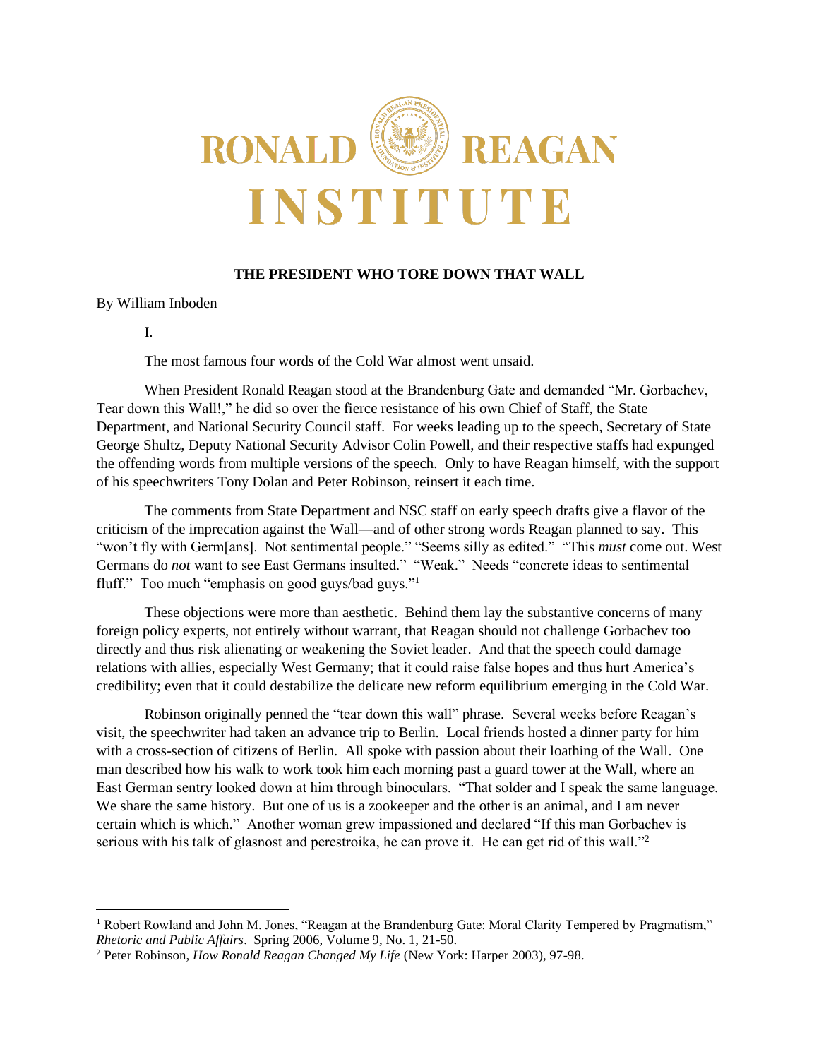RONALD REAGAN INSTITUTE

# THE PRESIDENT WHO TORE DOWN THAT WALL

By William Inboden

I.

The most famous four words of the Cold War almost went unsaid.

When President Ronald Reagan stood at the Brandenburg Gate and demanded "Mr. Gorbachev, Tear down this Wall!," he did so over the fierce resistance of his own Chief of Staff, the State Department, and National Security Council staff. For weeks leading up to the speech, Secretary of State George Shultz, Deputy National Security Advisor Colin Powell, and their respective staffs had expunged the offending words from multiple versions of the speech. Only to have Reagan himself, with the support of his speechwriters Tony Dolan and Peter Robinson, reinsert it each time.

The comments from State Department and NSC staff on early speech drafts give a flavor of the criticism of the imprecation against the Wall—and of other strong words Reagan planned to say. This "won't fly with Germ[ans]. Not sentimental people." "Seems silly as edited." "This *must* come out. West Germans do *not* want to see East Germans insulted." "Weak." Needs "concrete ideas to sentimental fluff." Too much "emphasis on good guys/bad guys."[1]

These objections were more than aesthetic. Behind them lay the substantive concerns of many foreign policy experts, not entirely without warrant, that Reagan should not challenge Gorbachev too directly and thus risk alienating or weakening the Soviet leader. And that the speech could damage relations with allies, especially West Germany; that it could raise false hopes and thus hurt America's credibility; even that it could destabilize the delicate new reform equilibrium emerging in the Cold War.

Robinson originally penned the "tear down this wall" phrase. Several weeks before Reagan's visit, the speechwriter had taken an advance trip to Berlin. Local friends hosted a dinner party for him with a cross-section of citizens of Berlin. All spoke with passion about their loathing of the Wall. One man described how his walk to work took him each morning past a guard tower at the Wall, where an East German sentry looked down at him through binoculars. "That solder and I speak the same language. We share the same history. But one of us is a zookeeper and the other is an animal, and I am never certain which is which." Another woman grew impassioned and declared "If this man Gorbachev is serious with his talk of glasnost and perestroika, he can prove it. He can get rid of this wall."[2]

---

[1] Robert Rowland and John M. Jones, "Reagan at the Brandenburg Gate: Moral Clarity Tempered by Pragmatism," *Rhetoric and Public Affairs*. Spring 2006, Volume 9, No. 1, 21-50.

[2] Peter Robinson, *How Ronald Reagan Changed My Life* (New York: Harper 2003), 97-98.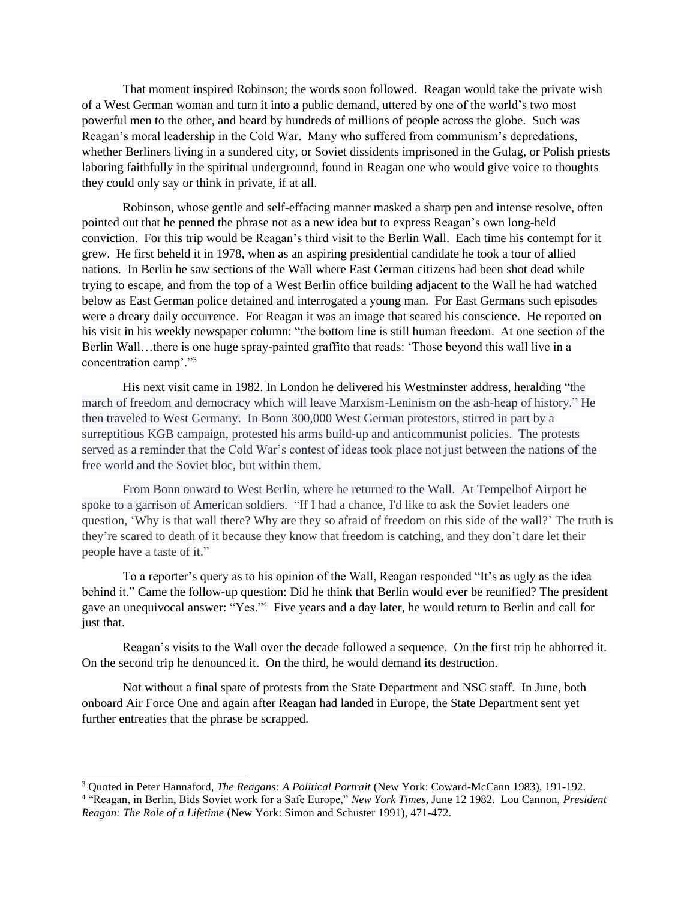That moment inspired Robinson; the words soon followed. Reagan would take the private wish of a West German woman and turn it into a public demand, uttered by one of the world's two most powerful men to the other, and heard by hundreds of millions of people across the globe. Such was Reagan's moral leadership in the Cold War. Many who suffered from communism's depredations, whether Berliners living in a sundered city, or Soviet dissidents imprisoned in the Gulag, or Polish priests laboring faithfully in the spiritual underground, found in Reagan one who would give voice to thoughts they could only say or think in private, if at all.

Robinson, whose gentle and self-effacing manner masked a sharp pen and intense resolve, often pointed out that he penned the phrase not as a new idea but to express Reagan's own long-held conviction. For this trip would be Reagan's third visit to the Berlin Wall. Each time his contempt for it grew. He first beheld it in 1978, when as an aspiring presidential candidate he took a tour of allied nations. In Berlin he saw sections of the Wall where East German citizens had been shot dead while trying to escape, and from the top of a West Berlin office building adjacent to the Wall he had watched below as East German police detained and interrogated a young man. For East Germans such episodes were a dreary daily occurrence. For Reagan it was an image that seared his conscience. He reported on his visit in his weekly newspaper column: "the bottom line is still human freedom. At one section of the Berlin Wall…there is one huge spray-painted graffito that reads: 'Those beyond this wall live in a concentration camp'."[3]

His next visit came in 1982. In London he delivered his Westminster address, heralding "the march of freedom and democracy which will leave Marxism-Leninism on the ash-heap of history." He then traveled to West Germany. In Bonn 300,000 West German protestors, stirred in part by a surreptitious KGB campaign, protested his arms build-up and anticommunist policies. The protests served as a reminder that the Cold War's contest of ideas took place not just between the nations of the free world and the Soviet bloc, but within them.

From Bonn onward to West Berlin, where he returned to the Wall. At Tempelhof Airport he spoke to a garrison of American soldiers. "If I had a chance, I'd like to ask the Soviet leaders one question, 'Why is that wall there? Why are they so afraid of freedom on this side of the wall?' The truth is they're scared to death of it because they know that freedom is catching, and they don't dare let their people have a taste of it."

To a reporter's query as to his opinion of the Wall, Reagan responded "It's as ugly as the idea behind it." Came the follow-up question: Did he think that Berlin would ever be reunified? The president gave an unequivocal answer: "Yes."[4] Five years and a day later, he would return to Berlin and call for just that.

Reagan's visits to the Wall over the decade followed a sequence. On the first trip he abhorred it. On the second trip he denounced it. On the third, he would demand its destruction.

Not without a final spate of protests from the State Department and NSC staff. In June, both onboard Air Force One and again after Reagan had landed in Europe, the State Department sent yet further entreaties that the phrase be scrapped.

---

[3] Quoted in Peter Hannaford, *The Reagans: A Political Portrait* (New York: Coward-McCann 1983), 191-192.

[4] "Reagan, in Berlin, Bids Soviet work for a Safe Europe," *New York Times*, June 12 1982. Lou Cannon, *President Reagan: The Role of a Lifetime* (New York: Simon and Schuster 1991), 471-472.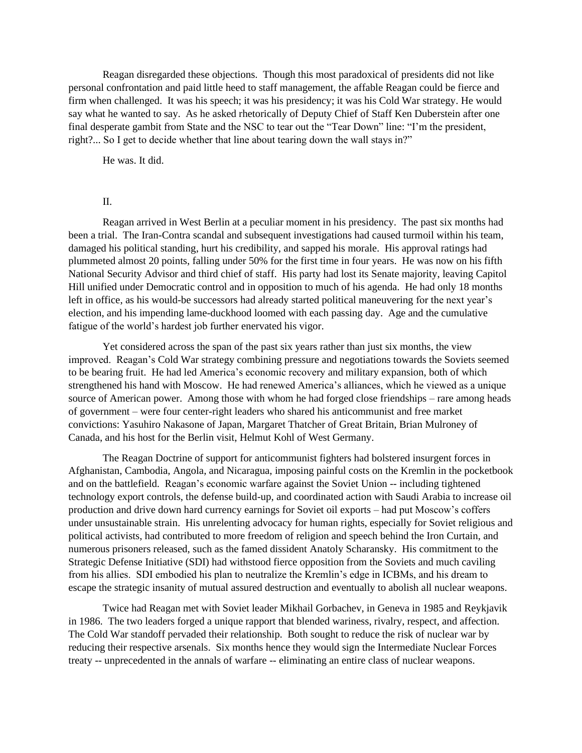Reagan disregarded these objections. Though this most paradoxical of presidents did not like personal confrontation and paid little heed to staff management, the affable Reagan could be fierce and firm when challenged. It was his speech; it was his presidency; it was his Cold War strategy. He would say what he wanted to say. As he asked rhetorically of Deputy Chief of Staff Ken Duberstein after one final desperate gambit from State and the NSC to tear out the "Tear Down" line: "I'm the president, right?... So I get to decide whether that line about tearing down the wall stays in?"

He was. It did.

## II.

Reagan arrived in West Berlin at a peculiar moment in his presidency. The past six months had been a trial. The Iran-Contra scandal and subsequent investigations had caused turmoil within his team, damaged his political standing, hurt his credibility, and sapped his morale. His approval ratings had plummeted almost 20 points, falling under 50% for the first time in four years. He was now on his fifth National Security Advisor and third chief of staff. His party had lost its Senate majority, leaving Capitol Hill unified under Democratic control and in opposition to much of his agenda. He had only 18 months left in office, as his would-be successors had already started political maneuvering for the next year's election, and his impending lame-duckhood loomed with each passing day. Age and the cumulative fatigue of the world's hardest job further enervated his vigor.

Yet considered across the span of the past six years rather than just six months, the view improved. Reagan's Cold War strategy combining pressure and negotiations towards the Soviets seemed to be bearing fruit. He had led America's economic recovery and military expansion, both of which strengthened his hand with Moscow. He had renewed America's alliances, which he viewed as a unique source of American power. Among those with whom he had forged close friendships – rare among heads of government – were four center-right leaders who shared his anticommunist and free market convictions: Yasuhiro Nakasone of Japan, Margaret Thatcher of Great Britain, Brian Mulroney of Canada, and his host for the Berlin visit, Helmut Kohl of West Germany.

The Reagan Doctrine of support for anticommunist fighters had bolstered insurgent forces in Afghanistan, Cambodia, Angola, and Nicaragua, imposing painful costs on the Kremlin in the pocketbook and on the battlefield. Reagan's economic warfare against the Soviet Union -- including tightened technology export controls, the defense build-up, and coordinated action with Saudi Arabia to increase oil production and drive down hard currency earnings for Soviet oil exports – had put Moscow's coffers under unsustainable strain. His unrelenting advocacy for human rights, especially for Soviet religious and political activists, had contributed to more freedom of religion and speech behind the Iron Curtain, and numerous prisoners released, such as the famed dissident Anatoly Scharansky. His commitment to the Strategic Defense Initiative (SDI) had withstood fierce opposition from the Soviets and much caviling from his allies. SDI embodied his plan to neutralize the Kremlin's edge in ICBMs, and his dream to escape the strategic insanity of mutual assured destruction and eventually to abolish all nuclear weapons.

Twice had Reagan met with Soviet leader Mikhail Gorbachev, in Geneva in 1985 and Reykjavik in 1986. The two leaders forged a unique rapport that blended wariness, rivalry, respect, and affection. The Cold War standoff pervaded their relationship. Both sought to reduce the risk of nuclear war by reducing their respective arsenals. Six months hence they would sign the Intermediate Nuclear Forces treaty -- unprecedented in the annals of warfare -- eliminating an entire class of nuclear weapons.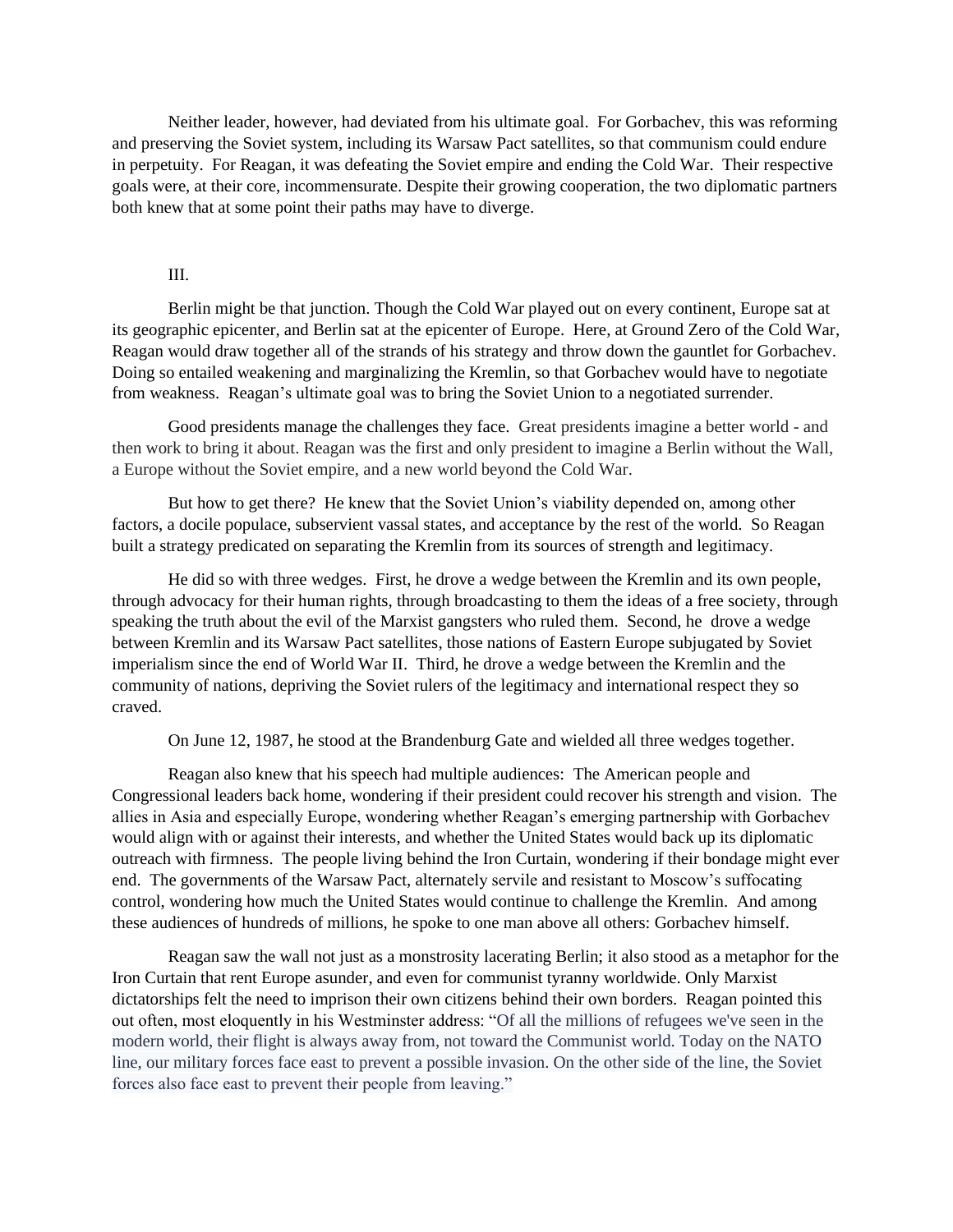Neither leader, however, had deviated from his ultimate goal. For Gorbachev, this was reforming and preserving the Soviet system, including its Warsaw Pact satellites, so that communism could endure in perpetuity. For Reagan, it was defeating the Soviet empire and ending the Cold War. Their respective goals were, at their core, incommensurate. Despite their growing cooperation, the two diplomatic partners both knew that at some point their paths may have to diverge.

## III.

Berlin might be that junction. Though the Cold War played out on every continent, Europe sat at its geographic epicenter, and Berlin sat at the epicenter of Europe. Here, at Ground Zero of the Cold War, Reagan would draw together all of the strands of his strategy and throw down the gauntlet for Gorbachev. Doing so entailed weakening and marginalizing the Kremlin, so that Gorbachev would have to negotiate from weakness. Reagan's ultimate goal was to bring the Soviet Union to a negotiated surrender.

Good presidents manage the challenges they face. Great presidents imagine a better world - and then work to bring it about. Reagan was the first and only president to imagine a Berlin without the Wall, a Europe without the Soviet empire, and a new world beyond the Cold War.

But how to get there? He knew that the Soviet Union's viability depended on, among other factors, a docile populace, subservient vassal states, and acceptance by the rest of the world. So Reagan built a strategy predicated on separating the Kremlin from its sources of strength and legitimacy.

He did so with three wedges. First, he drove a wedge between the Kremlin and its own people, through advocacy for their human rights, through broadcasting to them the ideas of a free society, through speaking the truth about the evil of the Marxist gangsters who ruled them. Second, he drove a wedge between Kremlin and its Warsaw Pact satellites, those nations of Eastern Europe subjugated by Soviet imperialism since the end of World War II. Third, he drove a wedge between the Kremlin and the community of nations, depriving the Soviet rulers of the legitimacy and international respect they so craved.

On June 12, 1987, he stood at the Brandenburg Gate and wielded all three wedges together.

Reagan also knew that his speech had multiple audiences: The American people and Congressional leaders back home, wondering if their president could recover his strength and vision. The allies in Asia and especially Europe, wondering whether Reagan's emerging partnership with Gorbachev would align with or against their interests, and whether the United States would back up its diplomatic outreach with firmness. The people living behind the Iron Curtain, wondering if their bondage might ever end. The governments of the Warsaw Pact, alternately servile and resistant to Moscow's suffocating control, wondering how much the United States would continue to challenge the Kremlin. And among these audiences of hundreds of millions, he spoke to one man above all others: Gorbachev himself.

Reagan saw the wall not just as a monstrosity lacerating Berlin; it also stood as a metaphor for the Iron Curtain that rent Europe asunder, and even for communist tyranny worldwide. Only Marxist dictatorships felt the need to imprison their own citizens behind their own borders. Reagan pointed this out often, most eloquently in his Westminster address: "Of all the millions of refugees we've seen in the modern world, their flight is always away from, not toward the Communist world. Today on the NATO line, our military forces face east to prevent a possible invasion. On the other side of the line, the Soviet forces also face east to prevent their people from leaving."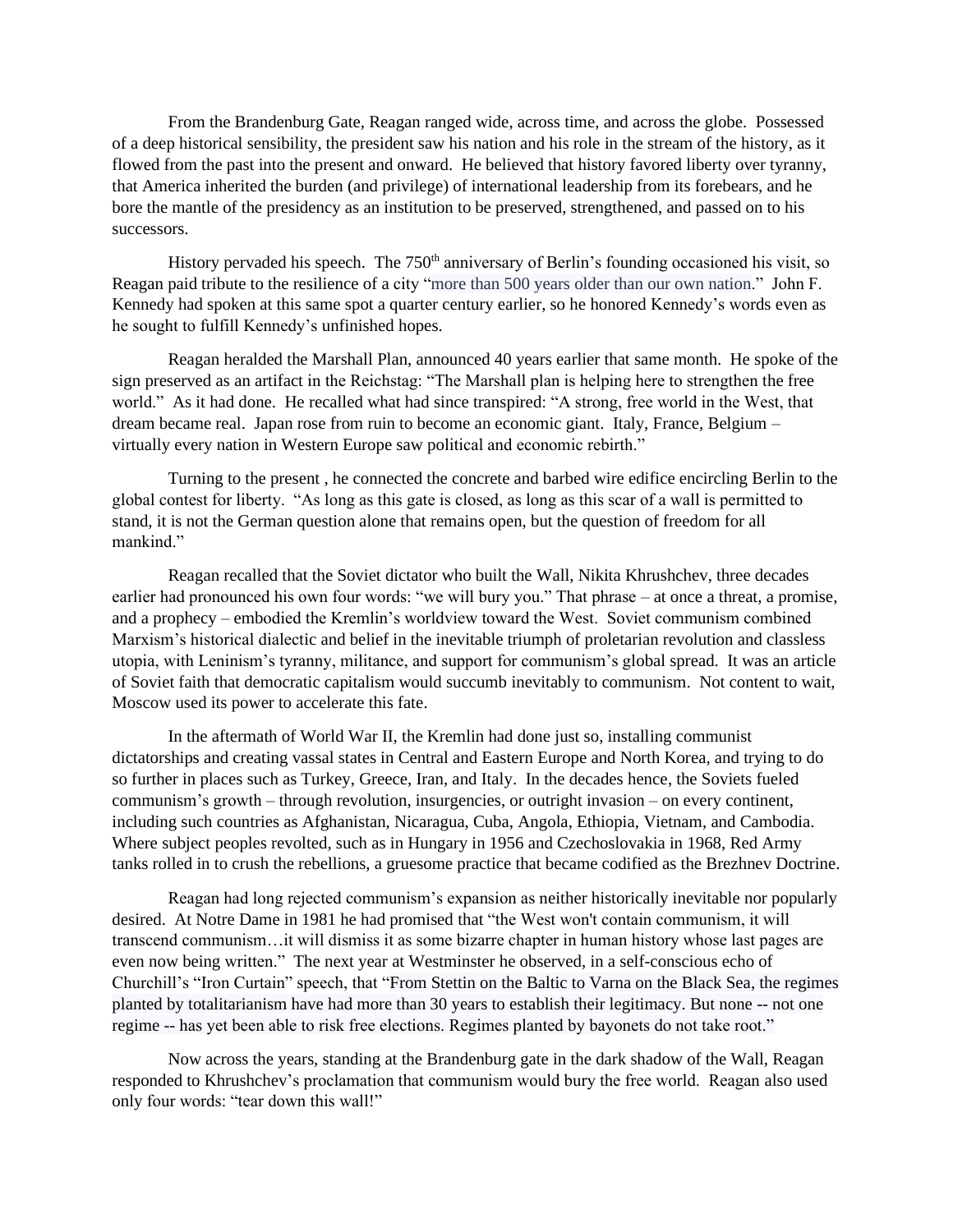From the Brandenburg Gate, Reagan ranged wide, across time, and across the globe. Possessed of a deep historical sensibility, the president saw his nation and his role in the stream of the history, as it flowed from the past into the present and onward. He believed that history favored liberty over tyranny, that America inherited the burden (and privilege) of international leadership from its forebears, and he bore the mantle of the presidency as an institution to be preserved, strengthened, and passed on to his successors.

History pervaded his speech. The 750th anniversary of Berlin's founding occasioned his visit, so Reagan paid tribute to the resilience of a city "more than 500 years older than our own nation." John F. Kennedy had spoken at this same spot a quarter century earlier, so he honored Kennedy's words even as he sought to fulfill Kennedy's unfinished hopes.

Reagan heralded the Marshall Plan, announced 40 years earlier that same month. He spoke of the sign preserved as an artifact in the Reichstag: "The Marshall plan is helping here to strengthen the free world." As it had done. He recalled what had since transpired: "A strong, free world in the West, that dream became real. Japan rose from ruin to become an economic giant. Italy, France, Belgium – virtually every nation in Western Europe saw political and economic rebirth."

Turning to the present , he connected the concrete and barbed wire edifice encircling Berlin to the global contest for liberty. "As long as this gate is closed, as long as this scar of a wall is permitted to stand, it is not the German question alone that remains open, but the question of freedom for all mankind."

Reagan recalled that the Soviet dictator who built the Wall, Nikita Khrushchev, three decades earlier had pronounced his own four words: "we will bury you." That phrase – at once a threat, a promise, and a prophecy – embodied the Kremlin's worldview toward the West. Soviet communism combined Marxism's historical dialectic and belief in the inevitable triumph of proletarian revolution and classless utopia, with Leninism's tyranny, militance, and support for communism's global spread. It was an article of Soviet faith that democratic capitalism would succumb inevitably to communism. Not content to wait, Moscow used its power to accelerate this fate.

In the aftermath of World War II, the Kremlin had done just so, installing communist dictatorships and creating vassal states in Central and Eastern Europe and North Korea, and trying to do so further in places such as Turkey, Greece, Iran, and Italy. In the decades hence, the Soviets fueled communism's growth – through revolution, insurgencies, or outright invasion – on every continent, including such countries as Afghanistan, Nicaragua, Cuba, Angola, Ethiopia, Vietnam, and Cambodia. Where subject peoples revolted, such as in Hungary in 1956 and Czechoslovakia in 1968, Red Army tanks rolled in to crush the rebellions, a gruesome practice that became codified as the Brezhnev Doctrine.

Reagan had long rejected communism's expansion as neither historically inevitable nor popularly desired. At Notre Dame in 1981 he had promised that "the West won't contain communism, it will transcend communism…it will dismiss it as some bizarre chapter in human history whose last pages are even now being written." The next year at Westminster he observed, in a self-conscious echo of Churchill's "Iron Curtain" speech, that "From Stettin on the Baltic to Varna on the Black Sea, the regimes planted by totalitarianism have had more than 30 years to establish their legitimacy. But none -- not one regime -- has yet been able to risk free elections. Regimes planted by bayonets do not take root."

Now across the years, standing at the Brandenburg gate in the dark shadow of the Wall, Reagan responded to Khrushchev's proclamation that communism would bury the free world. Reagan also used only four words: "tear down this wall!"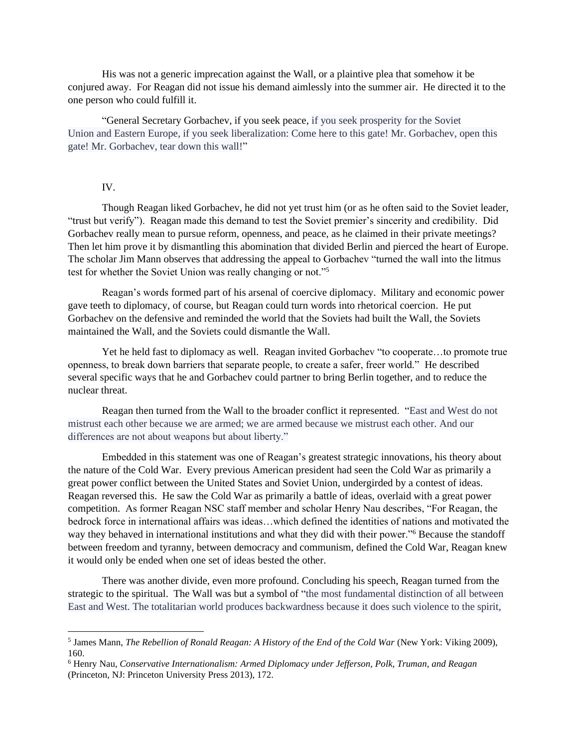His was not a generic imprecation against the Wall, or a plaintive plea that somehow it be conjured away. For Reagan did not issue his demand aimlessly into the summer air. He directed it to the one person who could fulfill it.

"General Secretary Gorbachev, if you seek peace, if you seek prosperity for the Soviet Union and Eastern Europe, if you seek liberalization: Come here to this gate! Mr. Gorbachev, open this gate! Mr. Gorbachev, tear down this wall!"

## IV.

Though Reagan liked Gorbachev, he did not yet trust him (or as he often said to the Soviet leader, "trust but verify"). Reagan made this demand to test the Soviet premier's sincerity and credibility. Did Gorbachev really mean to pursue reform, openness, and peace, as he claimed in their private meetings? Then let him prove it by dismantling this abomination that divided Berlin and pierced the heart of Europe. The scholar Jim Mann observes that addressing the appeal to Gorbachev "turned the wall into the litmus test for whether the Soviet Union was really changing or not."[5]

Reagan's words formed part of his arsenal of coercive diplomacy. Military and economic power gave teeth to diplomacy, of course, but Reagan could turn words into rhetorical coercion. He put Gorbachev on the defensive and reminded the world that the Soviets had built the Wall, the Soviets maintained the Wall, and the Soviets could dismantle the Wall.

Yet he held fast to diplomacy as well. Reagan invited Gorbachev "to cooperate…to promote true openness, to break down barriers that separate people, to create a safer, freer world." He described several specific ways that he and Gorbachev could partner to bring Berlin together, and to reduce the nuclear threat.

Reagan then turned from the Wall to the broader conflict it represented. "East and West do not mistrust each other because we are armed; we are armed because we mistrust each other. And our differences are not about weapons but about liberty."

Embedded in this statement was one of Reagan's greatest strategic innovations, his theory about the nature of the Cold War. Every previous American president had seen the Cold War as primarily a great power conflict between the United States and Soviet Union, undergirded by a contest of ideas. Reagan reversed this. He saw the Cold War as primarily a battle of ideas, overlaid with a great power competition. As former Reagan NSC staff member and scholar Henry Nau describes, "For Reagan, the bedrock force in international affairs was ideas…which defined the identities of nations and motivated the way they behaved in international institutions and what they did with their power."[6] Because the standoff between freedom and tyranny, between democracy and communism, defined the Cold War, Reagan knew it would only be ended when one set of ideas bested the other.

There was another divide, even more profound. Concluding his speech, Reagan turned from the strategic to the spiritual. The Wall was but a symbol of "the most fundamental distinction of all between East and West. The totalitarian world produces backwardness because it does such violence to the spirit,

---

[5] James Mann, *The Rebellion of Ronald Reagan: A History of the End of the Cold War* (New York: Viking 2009), 160.

[6] Henry Nau, *Conservative Internationalism: Armed Diplomacy under Jefferson, Polk, Truman, and Reagan* (Princeton, NJ: Princeton University Press 2013), 172.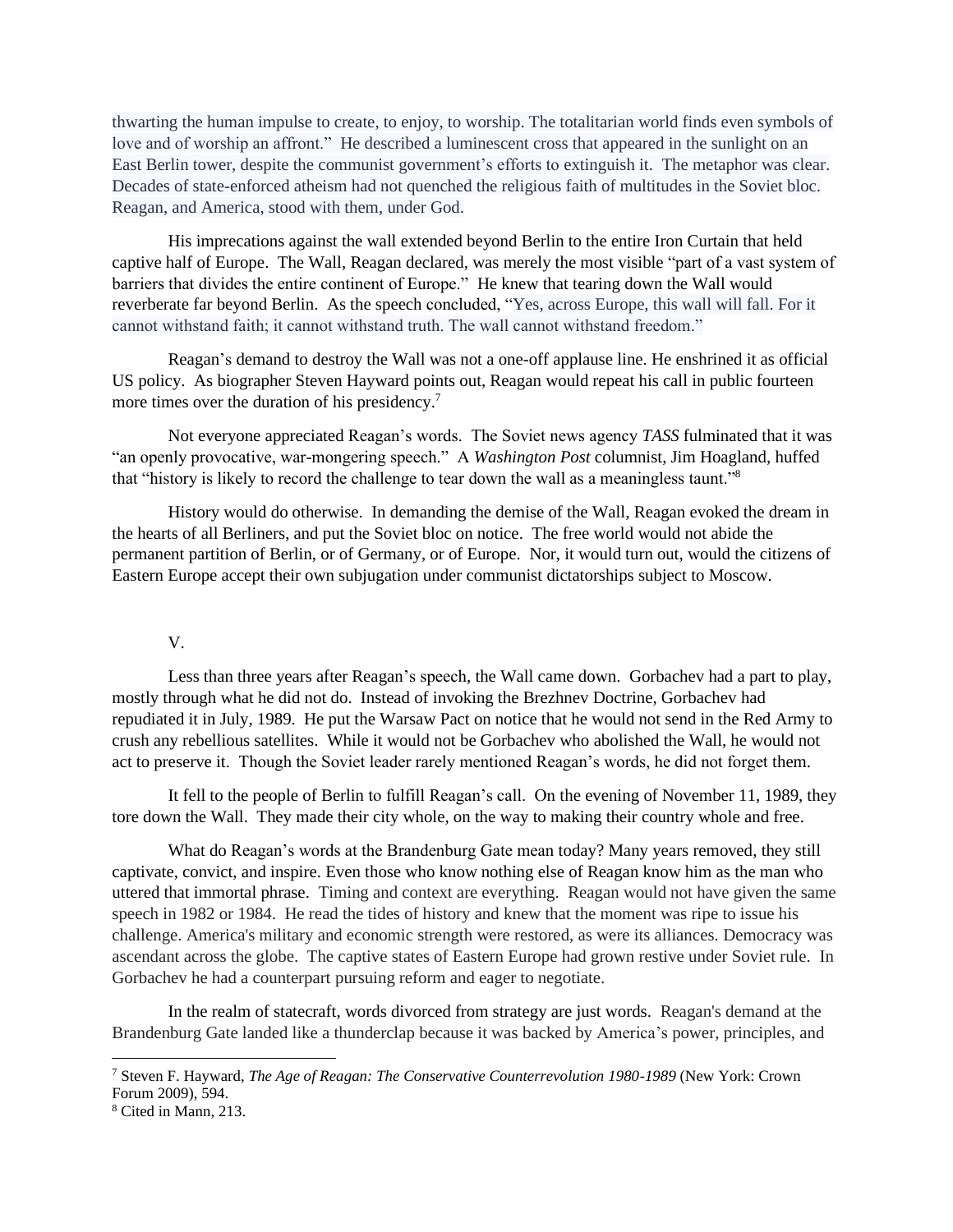thwarting the human impulse to create, to enjoy, to worship. The totalitarian world finds even symbols of love and of worship an affront." He described a luminescent cross that appeared in the sunlight on an East Berlin tower, despite the communist government's efforts to extinguish it. The metaphor was clear. Decades of state-enforced atheism had not quenched the religious faith of multitudes in the Soviet bloc. Reagan, and America, stood with them, under God.

His imprecations against the wall extended beyond Berlin to the entire Iron Curtain that held captive half of Europe. The Wall, Reagan declared, was merely the most visible "part of a vast system of barriers that divides the entire continent of Europe." He knew that tearing down the Wall would reverberate far beyond Berlin. As the speech concluded, "Yes, across Europe, this wall will fall. For it cannot withstand faith; it cannot withstand truth. The wall cannot withstand freedom."

Reagan's demand to destroy the Wall was not a one-off applause line. He enshrined it as official US policy. As biographer Steven Hayward points out, Reagan would repeat his call in public fourteen more times over the duration of his presidency.[7]

Not everyone appreciated Reagan's words. The Soviet news agency *TASS* fulminated that it was "an openly provocative, war-mongering speech." A *Washington Post* columnist, Jim Hoagland, huffed that "history is likely to record the challenge to tear down the wall as a meaningless taunt."[8]

History would do otherwise. In demanding the demise of the Wall, Reagan evoked the dream in the hearts of all Berliners, and put the Soviet bloc on notice. The free world would not abide the permanent partition of Berlin, or of Germany, or of Europe. Nor, it would turn out, would the citizens of Eastern Europe accept their own subjugation under communist dictatorships subject to Moscow.

## V.

Less than three years after Reagan's speech, the Wall came down. Gorbachev had a part to play, mostly through what he did not do. Instead of invoking the Brezhnev Doctrine, Gorbachev had repudiated it in July, 1989. He put the Warsaw Pact on notice that he would not send in the Red Army to crush any rebellious satellites. While it would not be Gorbachev who abolished the Wall, he would not act to preserve it. Though the Soviet leader rarely mentioned Reagan's words, he did not forget them.

It fell to the people of Berlin to fulfill Reagan's call. On the evening of November 11, 1989, they tore down the Wall. They made their city whole, on the way to making their country whole and free.

What do Reagan's words at the Brandenburg Gate mean today? Many years removed, they still captivate, convict, and inspire. Even those who know nothing else of Reagan know him as the man who uttered that immortal phrase. Timing and context are everything. Reagan would not have given the same speech in 1982 or 1984. He read the tides of history and knew that the moment was ripe to issue his challenge. America's military and economic strength were restored, as were its alliances. Democracy was ascendant across the globe. The captive states of Eastern Europe had grown restive under Soviet rule. In Gorbachev he had a counterpart pursuing reform and eager to negotiate.

In the realm of statecraft, words divorced from strategy are just words. Reagan's demand at the Brandenburg Gate landed like a thunderclap because it was backed by America's power, principles, and

---

[7] Steven F. Hayward, *The Age of Reagan: The Conservative Counterrevolution 1980-1989* (New York: Crown Forum 2009), 594.

[8] Cited in Mann, 213.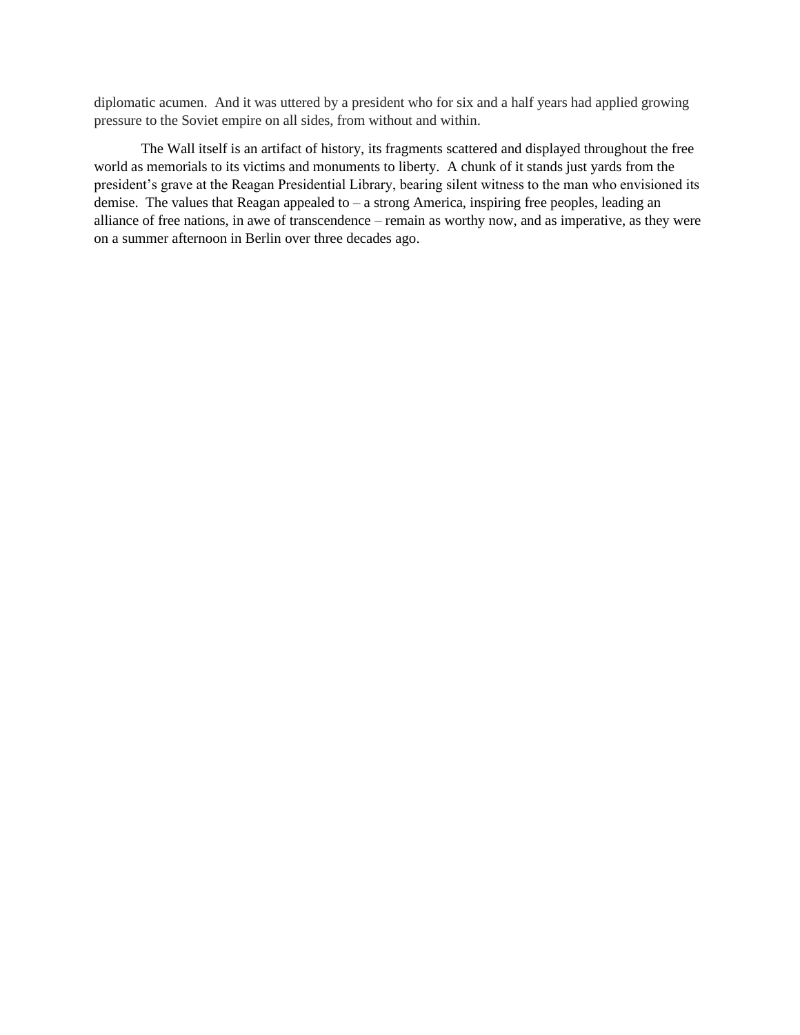diplomatic acumen. And it was uttered by a president who for six and a half years had applied growing pressure to the Soviet empire on all sides, from without and within.

The Wall itself is an artifact of history, its fragments scattered and displayed throughout the free world as memorials to its victims and monuments to liberty. A chunk of it stands just yards from the president's grave at the Reagan Presidential Library, bearing silent witness to the man who envisioned its demise. The values that Reagan appealed to – a strong America, inspiring free peoples, leading an alliance of free nations, in awe of transcendence – remain as worthy now, and as imperative, as they were on a summer afternoon in Berlin over three decades ago.